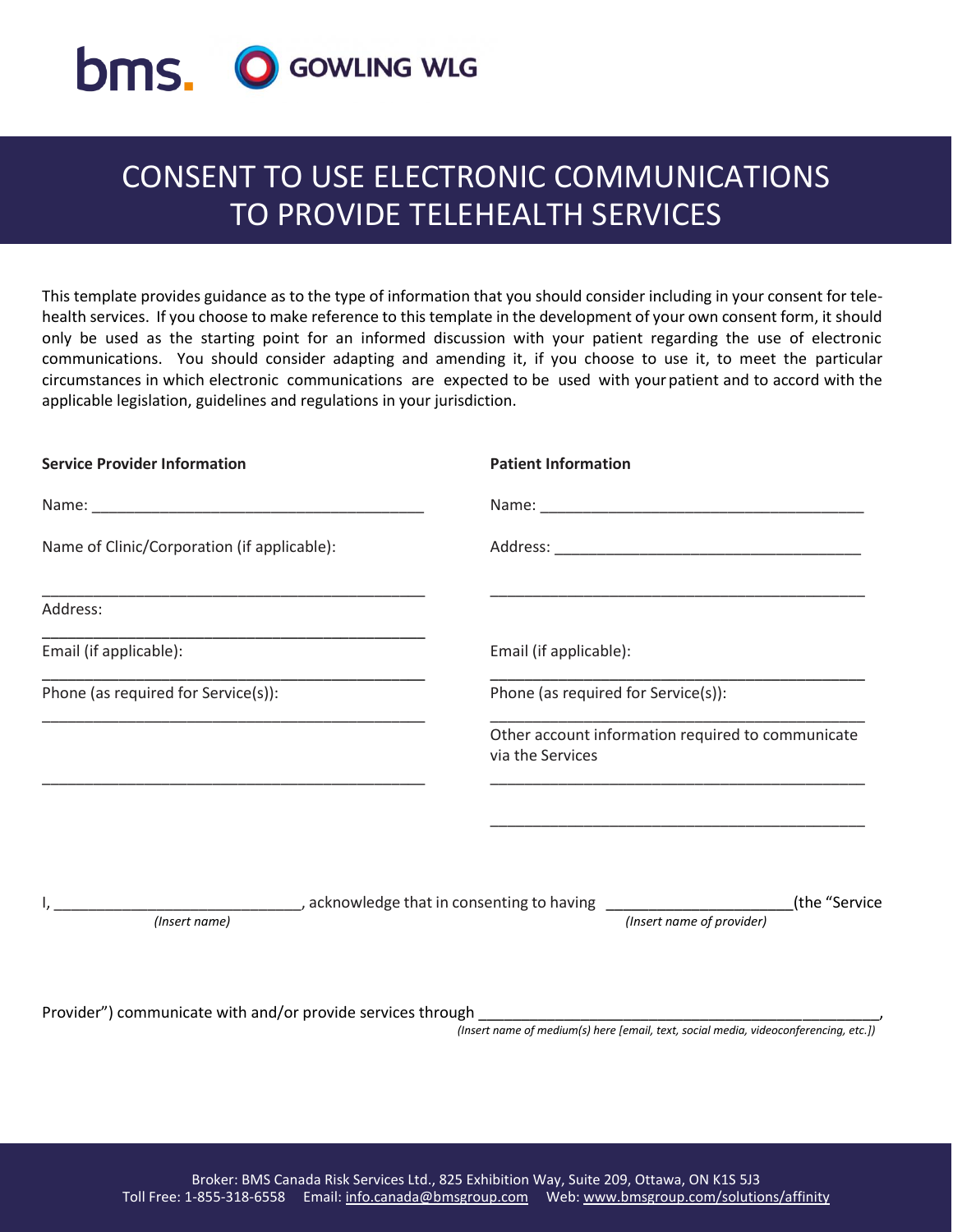bms. GOWLING WLG

# CONSENT TO USE ELECTRONIC COMMUNICATIONS TO PROVIDE TELEHEALTH SERVICES

This template provides guidance as to the type of information that you should consider including in your consent for tele-health services. If you choose to make reference to this template in the development of your own consent form, it should only be used as the starting point for an informed discussion with your patient regarding the use of electronic communications. You should consider adapting and amending it, if you choose to use it, to meet the particular circumstances in which electronic communications are expected to be used with your patient and to accord with the applicable legislation, guidelines and regulations in your jurisdiction.

**Service Provider Information**

Name: ______________________________________

Name of Clinic/Corporation (if applicable):

_____________________________________________

Address:

_____________________________________________

Email (if applicable):

_____________________________________________

Phone (as required for Service(s)):

_____________________________________________

_____________________________________________

**Patient Information**

Name: ______________________________________

Address: ____________________________________

_____________________________________________

Email (if applicable):

_____________________________________________

Phone (as required for Service(s)):

_____________________________________________

Other account information required to communicate via the Services

_____________________________________________

_____________________________________________

I, ____________________________ *(Insert name)*, acknowledge that in consenting to having _____________________ *(Insert name of provider)* (the "Service Provider") communicate with and/or provide services through _____________________________________________, *(Insert name of medium(s) here [email, text, social media, videoconferencing, etc.])*

Broker: BMS Canada Risk Services Ltd., 825 Exhibition Way, Suite 209, Ottawa, ON K1S 5J3
Toll Free: 1-855-318-6558 Email: info.canada@bmsgroup.com Web: www.bmsgroup.com/solutions/affinity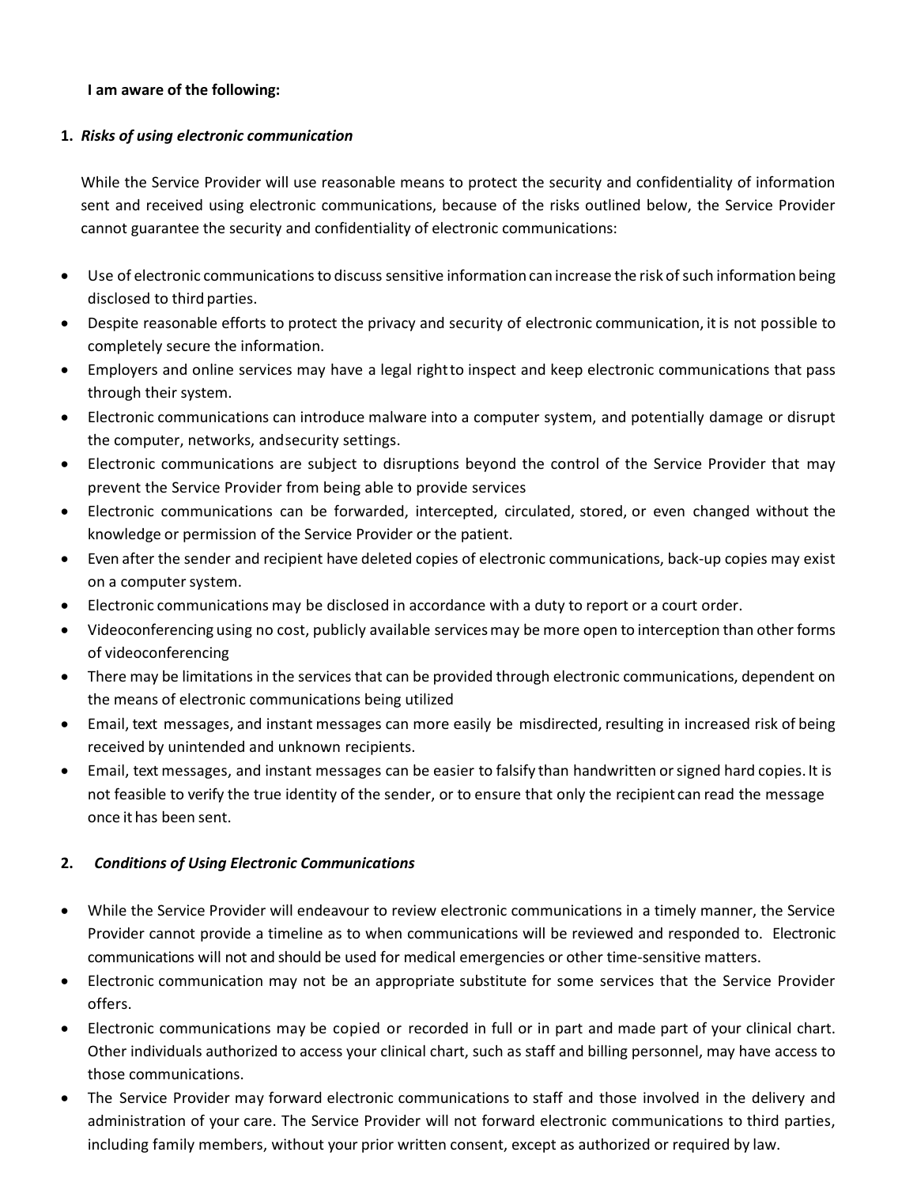**I am aware of the following:**

1. ***Risks of using electronic communication***

   While the Service Provider will use reasonable means to protect the security and confidentiality of information sent and received using electronic communications, because of the risks outlined below, the Service Provider cannot guarantee the security and confidentiality of electronic communications:

- Use of electronic communications to discuss sensitive information can increase the risk of such information being disclosed to third parties.
- Despite reasonable efforts to protect the privacy and security of electronic communication, it is not possible to completely secure the information.
- Employers and online services may have a legal right to inspect and keep electronic communications that pass through their system.
- Electronic communications can introduce malware into a computer system, and potentially damage or disrupt the computer, networks, and security settings.
- Electronic communications are subject to disruptions beyond the control of the Service Provider that may prevent the Service Provider from being able to provide services
- Electronic communications can be forwarded, intercepted, circulated, stored, or even changed without the knowledge or permission of the Service Provider or the patient.
- Even after the sender and recipient have deleted copies of electronic communications, back-up copies may exist on a computer system.
- Electronic communications may be disclosed in accordance with a duty to report or a court order.
- Videoconferencing using no cost, publicly available services may be more open to interception than other forms of videoconferencing
- There may be limitations in the services that can be provided through electronic communications, dependent on the means of electronic communications being utilized
- Email, text messages, and instant messages can more easily be misdirected, resulting in increased risk of being received by unintended and unknown recipients.
- Email, text messages, and instant messages can be easier to falsify than handwritten or signed hard copies. It is not feasible to verify the true identity of the sender, or to ensure that only the recipient can read the message once it has been sent.

2. ***Conditions of Using Electronic Communications***

- While the Service Provider will endeavour to review electronic communications in a timely manner, the Service Provider cannot provide a timeline as to when communications will be reviewed and responded to. Electronic communications will not and should be used for medical emergencies or other time-sensitive matters.
- Electronic communication may not be an appropriate substitute for some services that the Service Provider offers.
- Electronic communications may be copied or recorded in full or in part and made part of your clinical chart. Other individuals authorized to access your clinical chart, such as staff and billing personnel, may have access to those communications.
- The Service Provider may forward electronic communications to staff and those involved in the delivery and administration of your care. The Service Provider will not forward electronic communications to third parties, including family members, without your prior written consent, except as authorized or required by law.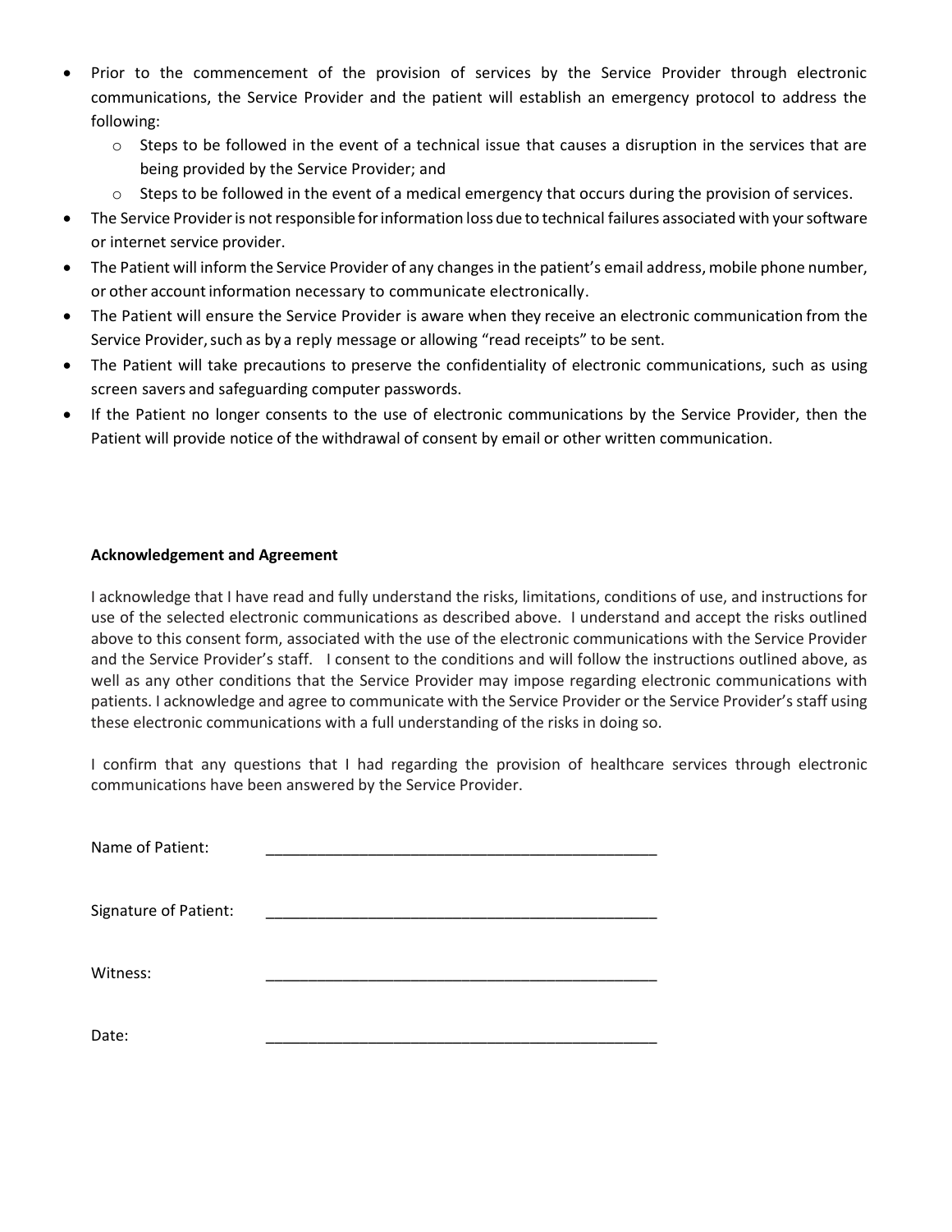- Prior to the commencement of the provision of services by the Service Provider through electronic communications, the Service Provider and the patient will establish an emergency protocol to address the following:
  - Steps to be followed in the event of a technical issue that causes a disruption in the services that are being provided by the Service Provider; and
  - Steps to be followed in the event of a medical emergency that occurs during the provision of services.
- The Service Provider is not responsible for information loss due to technical failures associated with your software or internet service provider.
- The Patient will inform the Service Provider of any changes in the patient's email address, mobile phone number, or other account information necessary to communicate electronically.
- The Patient will ensure the Service Provider is aware when they receive an electronic communication from the Service Provider, such as by a reply message or allowing "read receipts" to be sent.
- The Patient will take precautions to preserve the confidentiality of electronic communications, such as using screen savers and safeguarding computer passwords.
- If the Patient no longer consents to the use of electronic communications by the Service Provider, then the Patient will provide notice of the withdrawal of consent by email or other written communication.

**Acknowledgement and Agreement**

I acknowledge that I have read and fully understand the risks, limitations, conditions of use, and instructions for use of the selected electronic communications as described above. I understand and accept the risks outlined above to this consent form, associated with the use of the electronic communications with the Service Provider and the Service Provider's staff. I consent to the conditions and will follow the instructions outlined above, as well as any other conditions that the Service Provider may impose regarding electronic communications with patients. I acknowledge and agree to communicate with the Service Provider or the Service Provider's staff using these electronic communications with a full understanding of the risks in doing so.

I confirm that any questions that I had regarding the provision of healthcare services through electronic communications have been answered by the Service Provider.

Name of Patient: _______________________________________________

Signature of Patient: _______________________________________________

Witness: _______________________________________________

Date: _______________________________________________